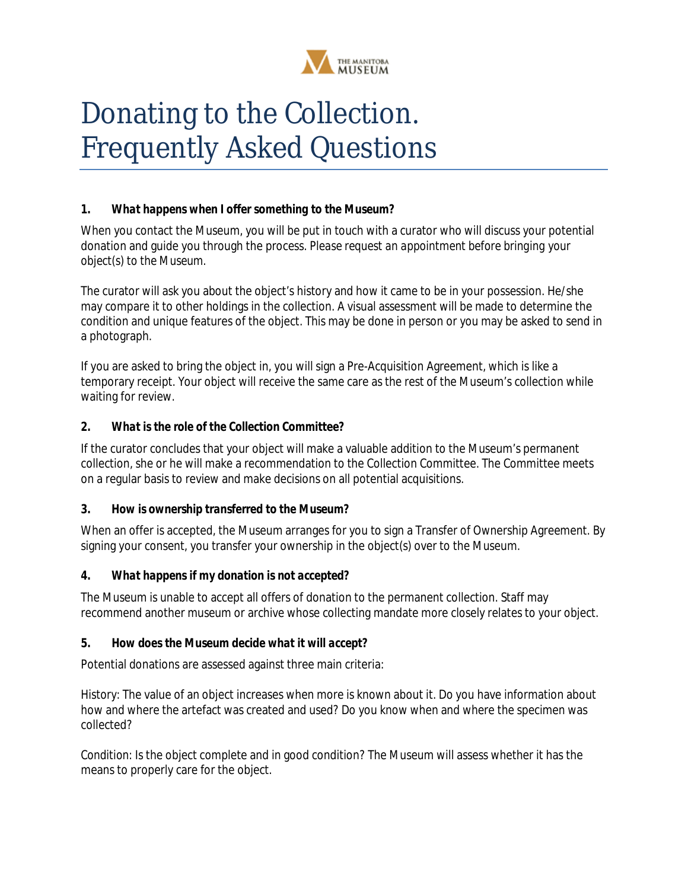# Donating to the Collection. Frequently Asked Questions

### 1. *What happens when I offer something to the Museum?*

When you contact the Museum, you will be put in touch with a curator who will discuss your potential donation and guide you through the process. Please request an appointment before bringing your object(s) to the Museum.

The curator will ask you about the object's history and how it came to be in your possession. He/she may compare it to other holdings in the collection. A visual assessment will be made to determine the condition and unique features of the object. This may be done in person or you may be asked to send in a photograph.

If you are asked to bring the object in, you will sign a Pre-Acquisition Agreement, which is like a temporary receipt. Your object will receive the same care as the rest of the Museum's collection while waiting for review.

### 2. *What is the role of the Collection Committee?*

If the curator concludes that your object will make a valuable addition to the Museum's permanent collection, she or he will make a recommendation to the Collection Committee. The Committee meets on a regular basis to review and make decisions on all potential acquisitions.

### 3. *How is ownership transferred to the Museum?*

When an offer is accepted, the Museum arranges for you to sign a Transfer of Ownership Agreement. By signing your consent, you transfer your ownership in the object(s) over to the Museum.

### 4. *What happens if my donation is not accepted?*

The Museum is unable to accept all offers of donation to the permanent collection. Staff may recommend another museum or archive whose collecting mandate more closely relates to your object.

### 5. *How does the Museum decide what it will accept?*

Potential donations are assessed against three main criteria:

History: The value of an object increases when more is known about it. Do you have information about how and where the artefact was created and used? Do you know when and where the specimen was collected?

Condition: Is the object complete and in good condition? The Museum will assess whether it has the means to properly care for the object.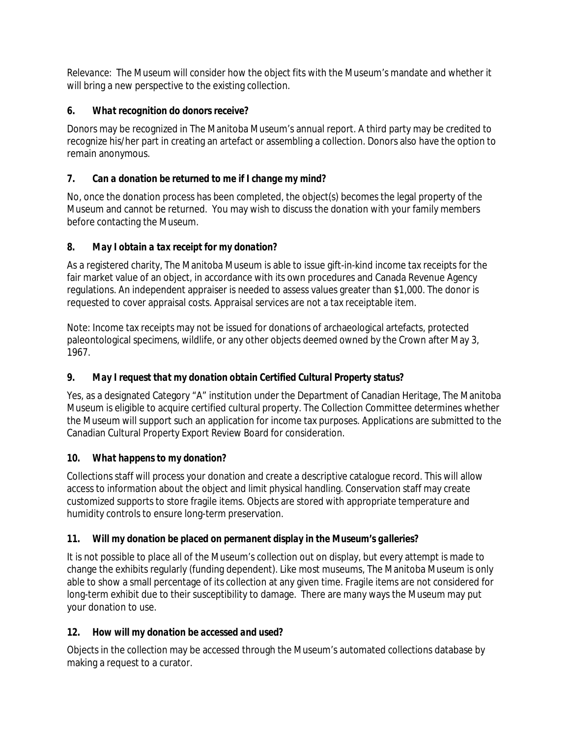Relevance: The Museum will consider how the object fits with the Museum's mandate and whether it will bring a new perspective to the existing collection.

### 6. *What recognition do donors receive?*

Donors may be recognized in The Manitoba Museum's annual report. A third party may be credited to recognize his/her part in creating an artefact or assembling a collection. Donors also have the option to remain anonymous.

### 7. *Can a donation be returned to me if I change my mind?*

No, once the donation process has been completed, the object(s) becomes the legal property of the Museum and cannot be returned. You may wish to discuss the donation with your family members before contacting the Museum.

### 8. *May I obtain a tax receipt for my donation?*

As a registered charity, The Manitoba Museum is able to issue gift-in-kind income tax receipts for the fair market value of an object, in accordance with its own procedures and Canada Revenue Agency regulations. An independent appraiser is needed to assess values greater than $1,000. The donor is requested to cover appraisal costs. Appraisal services are not a tax receiptable item.

Note: Income tax receipts may not be issued for donations of archaeological artefacts, protected paleontological specimens, wildlife, or any other objects deemed owned by the Crown after May 3, 1967.

### 9. *May I request that my donation obtain Certified Cultural Property status?*

Yes, as a designated Category "A" institution under the Department of Canadian Heritage, The Manitoba Museum is eligible to acquire certified cultural property. The Collection Committee determines whether the Museum will support such an application for income tax purposes. Applications are submitted to the Canadian Cultural Property Export Review Board for consideration.

### 10. *What happens to my donation?*

Collections staff will process your donation and create a descriptive catalogue record. This will allow access to information about the object and limit physical handling. Conservation staff may create customized supports to store fragile items. Objects are stored with appropriate temperature and humidity controls to ensure long-term preservation.

### 11. *Will my donation be placed on permanent display in the Museum's galleries?*

It is not possible to place all of the Museum's collection out on display, but every attempt is made to change the exhibits regularly (funding dependent). Like most museums, The Manitoba Museum is only able to show a small percentage of its collection at any given time. Fragile items are not considered for long-term exhibit due to their susceptibility to damage. There are many ways the Museum may put your donation to use.

### 12. *How will my donation be accessed and used?*

Objects in the collection may be accessed through the Museum's automated collections database by making a request to a curator.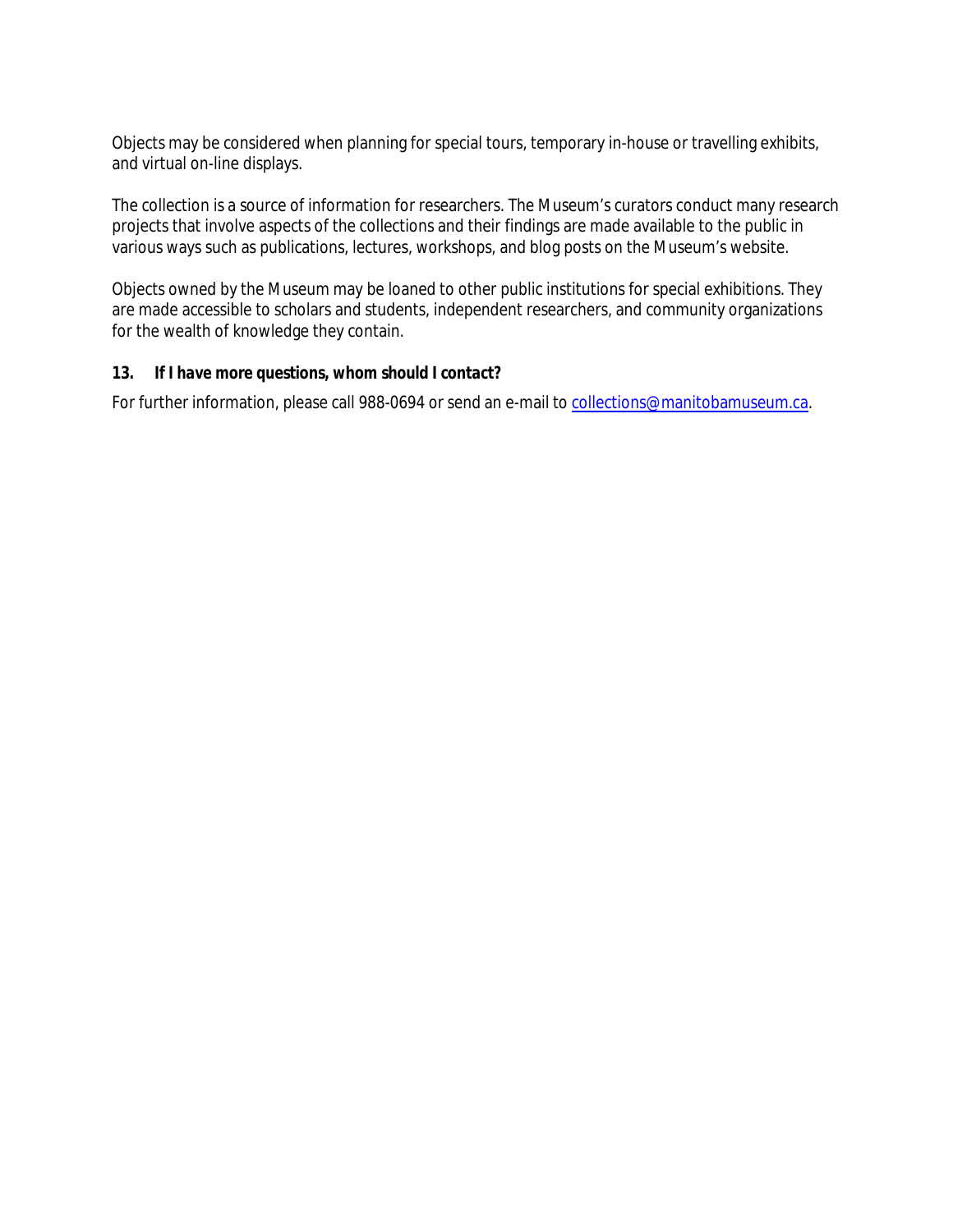Objects may be considered when planning for special tours, temporary in-house or travelling exhibits, and virtual on-line displays.

The collection is a source of information for researchers. The Museum's curators conduct many research projects that involve aspects of the collections and their findings are made available to the public in various ways such as publications, lectures, workshops, and blog posts on the Museum's website.

Objects owned by the Museum may be loaned to other public institutions for special exhibitions. They are made accessible to scholars and students, independent researchers, and community organizations for the wealth of knowledge they contain.

### 13. *If I have more questions, whom should I contact?*

For further information, please call 988-0694 or send an e-mail to [collections@manitobamuseum.ca](mailto:collections@manitobamuseum.ca).